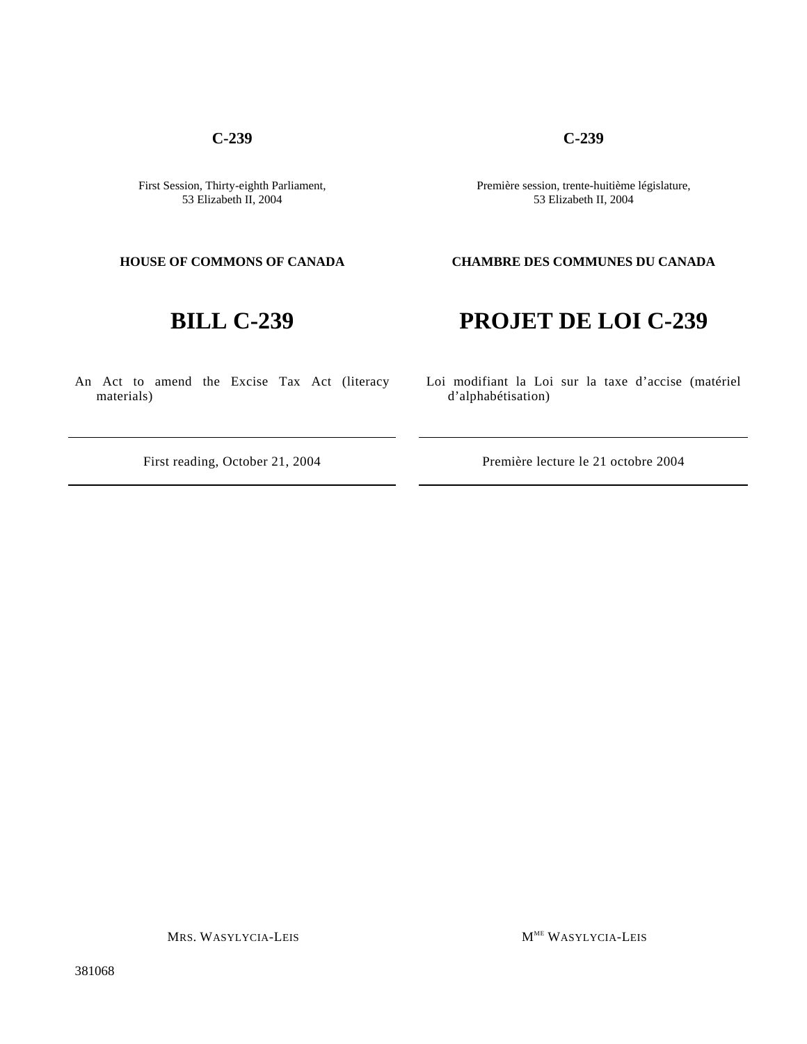**C-239**

First Session, Thirty-eighth Parliament,
53 Elizabeth II, 2004

**HOUSE OF COMMONS OF CANADA**

# BILL C-239

An Act to amend the Excise Tax Act (literacy materials)

First reading, October 21, 2004

MRS. WASYLYCIA-LEIS

**C-239**

Première session, trente-huitième législature,
53 Elizabeth II, 2004

**CHAMBRE DES COMMUNES DU CANADA**

# PROJET DE LOI C-239

Loi modifiant la Loi sur la taxe d'accise (matériel d'alphabétisation)

Première lecture le 21 octobre 2004

M[ME] WASYLYCIA-LEIS

381068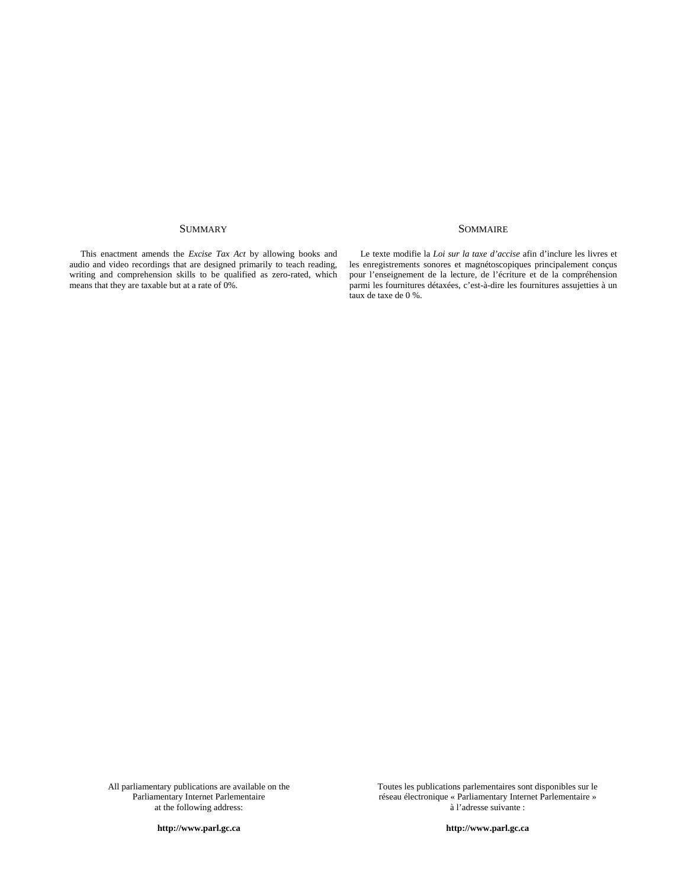## SUMMARY

This enactment amends the *Excise Tax Act* by allowing books and audio and video recordings that are designed primarily to teach reading, writing and comprehension skills to be qualified as zero-rated, which means that they are taxable but at a rate of 0%.

## SOMMAIRE

Le texte modifie la *Loi sur la taxe d'accise* afin d'inclure les livres et les enregistrements sonores et magnétoscopiques principalement conçus pour l'enseignement de la lecture, de l'écriture et de la compréhension parmi les fournitures détaxées, c'est-à-dire les fournitures assujetties à un taux de taxe de 0 %.

All parliamentary publications are available on the Parliamentary Internet Parlementaire at the following address:

**http://www.parl.gc.ca**

Toutes les publications parlementaires sont disponibles sur le réseau électronique « Parliamentary Internet Parlementaire » à l'adresse suivante :

**http://www.parl.gc.ca**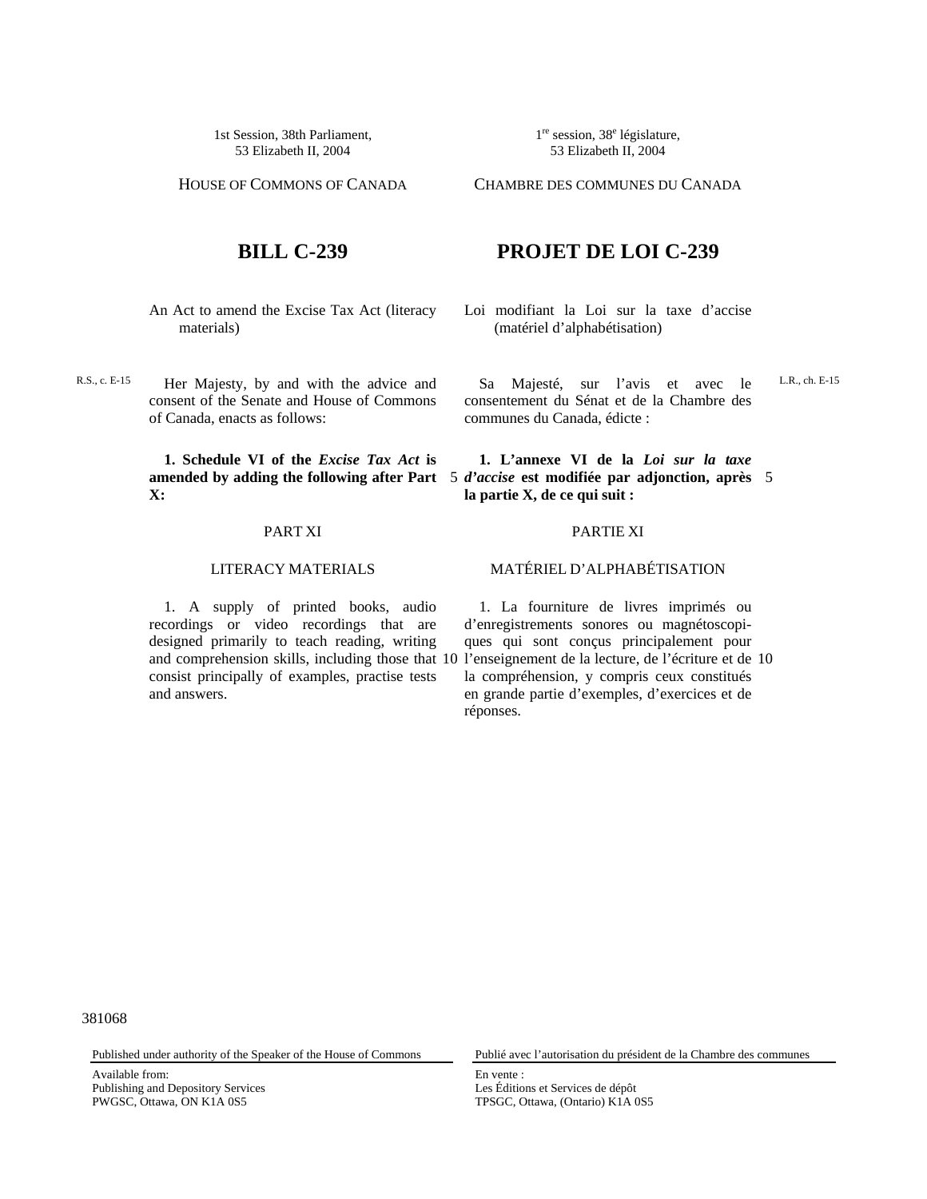1st Session, 38th Parliament,
53 Elizabeth II, 2004

HOUSE OF COMMONS OF CANADA

# BILL C-239

An Act to amend the Excise Tax Act (literacy materials)

R.S., c. E-15

Her Majesty, by and with the advice and consent of the Senate and House of Commons of Canada, enacts as follows:

**1. Schedule VI of the *Excise Tax Act* is amended by adding the following after Part X:**

PART XI

LITERACY MATERIALS

1. A supply of printed books, audio recordings or video recordings that are designed primarily to teach reading, writing and comprehension skills, including those that consist principally of examples, practise tests and answers.

1re session, 38e législature,
53 Elizabeth II, 2004

CHAMBRE DES COMMUNES DU CANADA

# PROJET DE LOI C-239

Loi modifiant la Loi sur la taxe d'accise (matériel d'alphabétisation)

L.R., ch. E-15

Sa Majesté, sur l'avis et avec le consentement du Sénat et de la Chambre des communes du Canada, édicte :

**1. L'annexe VI de la *Loi sur la taxe d'accise* est modifiée par adjonction, après la partie X, de ce qui suit :**

PARTIE XI

MATÉRIEL D'ALPHABÉTISATION

1. La fourniture de livres imprimés ou d'enregistrements sonores ou magnétoscopiques qui sont conçus principalement pour l'enseignement de la lecture, de l'écriture et de la compréhension, y compris ceux constitués en grande partie d'exemples, d'exercices et de réponses.

381068

Published under authority of the Speaker of the House of Commons

Available from:
Publishing and Depository Services
PWGSC, Ottawa, ON K1A 0S5

Publié avec l'autorisation du président de la Chambre des communes

En vente :
Les Éditions et Services de dépôt
TPSGC, Ottawa, (Ontario) K1A 0S5